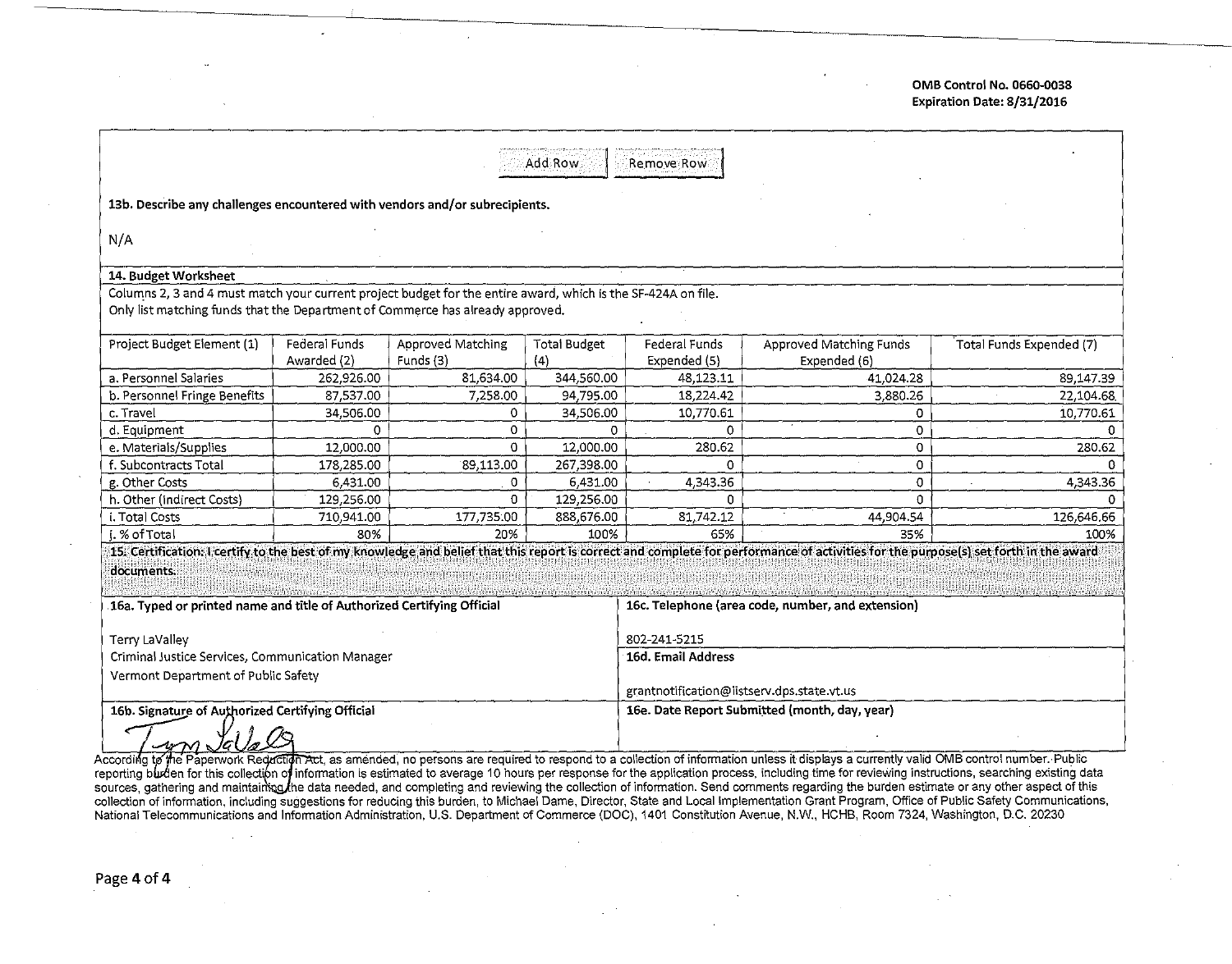OMB Control No. 0660-0038
Expiration Date: 8/31/2016

Add Row | Remove Row

**13b. Describe any challenges encountered with vendors and/or subrecipients.**

N/A

**14. Budget Worksheet**

Columns 2, 3 and 4 must match your current project budget for the entire award, which is the SF-424A on file.
Only list matching funds that the Department of Commerce has already approved.

| Project Budget Element (1) | Federal Funds Awarded (2) | Approved Matching Funds (3) | Total Budget (4) | Federal Funds Expended (5) | Approved Matching Funds Expended (6) | Total Funds Expended (7) |
|---|---|---|---|---|---|---|
| a. Personnel Salaries | 262,926.00 | 81,634.00 | 344,560.00 | 48,123.11 | 41,024.28 | 89,147.39 |
| b. Personnel Fringe Benefits | 87,537.00 | 7,258.00 | 94,795.00 | 18,224.42 | 3,880.26 | 22,104.68 |
| c. Travel | 34,506.00 | 0 | 34,506.00 | 10,770.61 | 0 | 10,770.61 |
| d. Equipment | 0 | 0 | 0 | 0 | 0 | 0 |
| e. Materials/Supplies | 12,000.00 | 0 | 12,000.00 | 280.62 | 0 | 280.62 |
| f. Subcontracts Total | 178,285.00 | 89,113.00 | 267,398.00 | 0 | 0 | 0 |
| g. Other Costs | 6,431.00 | 0 | 6,431.00 | 4,343.36 | 0 | 4,343.36 |
| h. Other (Indirect Costs) | 129,256.00 | 0 | 129,256.00 | 0 | 0 | 0 |
| i. Total Costs | 710,941.00 | 177,735.00 | 888,676.00 | 81,742.12 | 44,904.54 | 126,646.66 |
| j. % of Total | 80% | 20% | 100% | 65% | 35% | 100% |

**15. Certification: I certify to the best of my knowledge and belief that this report is correct and complete for performance of activities for the purpose(s) set forth in the award documents.**

**16a. Typed or printed name and title of Authorized Certifying Official**

Terry LaValley
Criminal Justice Services, Communication Manager
Vermont Department of Public Safety

**16c. Telephone (area code, number, and extension)**

802-241-5215

**16d. Email Address**

grantnotification@listserv.dps.state.vt.us

**16b. Signature of Authorized Certifying Official**

Terry LaValley

**16e. Date Report Submitted (month, day, year)**

According to the Paperwork Reduction Act, as amended, no persons are required to respond to a collection of information unless it displays a currently valid OMB control number. Public reporting burden for this collection of information is estimated to average 10 hours per response for the application process, including time for reviewing instructions, searching existing data sources, gathering and maintaining the data needed, and completing and reviewing the collection of information. Send comments regarding the burden estimate or any other aspect of this collection of information, including suggestions for reducing this burden, to Michael Dame, Director, State and Local Implementation Grant Program, Office of Public Safety Communications, National Telecommunications and Information Administration, U.S. Department of Commerce (DOC), 1401 Constitution Avenue, N.W., HCHB, Room 7324, Washington, D.C. 20230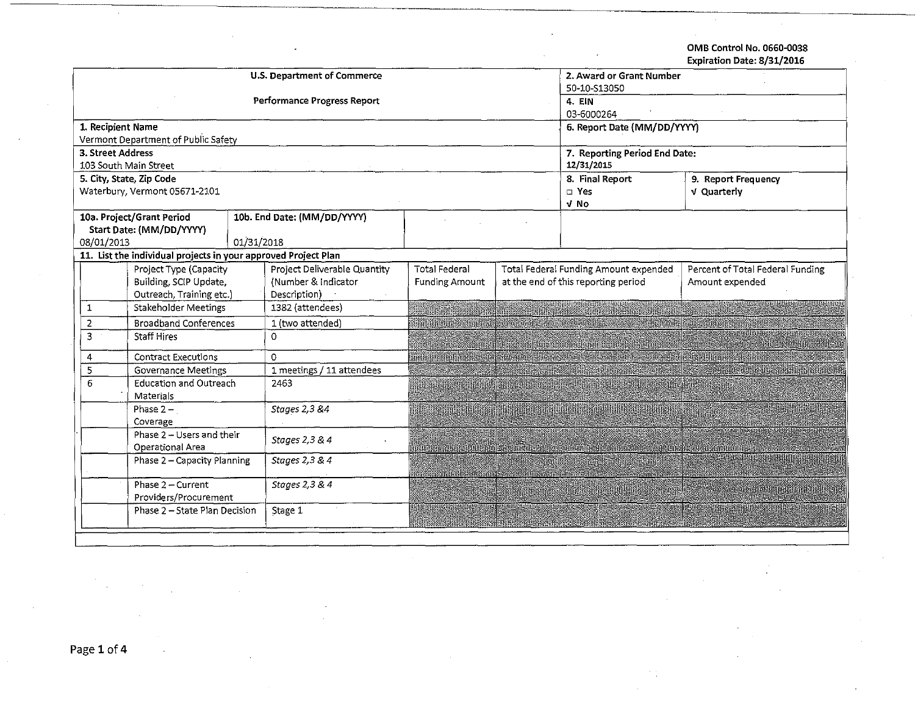OMB Control No. 0660-0038
Expiration Date: 8/31/2016

| U.S. Department of Commerce<br><br>Performance Progress Report | | 2. Award or Grant Number<br>50-10-S13050<br>4. EIN<br>03-6000264 | |
|---|---|---|---|
| 1. Recipient Name<br>Vermont Department of Public Safety | | 6. Report Date (MM/DD/YYYY) | |
| 3. Street Address<br>103 South Main Street | | 7. Reporting Period End Date:<br>12/31/2015 | |
| 5. City, State, Zip Code<br>Waterbury, Vermont 05671-2101 | | 8. Final Report<br>□ Yes<br>√ No | 9. Report Frequency<br>√ Quarterly |
| 10a. Project/Grant Period Start Date: (MM/DD/YYYY)<br>08/01/2013 | 10b. End Date: (MM/DD/YYYY)<br>01/31/2018 | | |

**11. List the individual projects in your approved Project Plan**

| | Project Type (Capacity Building, SCIP Update, Outreach, Training etc.) | Project Deliverable Quantity (Number & Indicator Description) | Total Federal Funding Amount | Total Federal Funding Amount expended at the end of this reporting period | Percent of Total Federal Funding Amount expended |
|---|---|---|---|---|---|
| 1 | Stakeholder Meetings | 1382 (attendees) | | | |
| 2 | Broadband Conferences | 1 (two attended) | | | |
| 3 | Staff Hires | 0 | | | |
| 4 | Contract Executions | 0 | | | |
| 5 | Governance Meetings | 1 meetings / 11 attendees | | | |
| 6 | Education and Outreach Materials | 2463 | | | |
| | Phase 2 – Coverage | *Stages 2,3 &4* | | | |
| | Phase 2 – Users and their Operational Area | *Stages 2,3 & 4* | | | |
| | Phase 2 – Capacity Planning | *Stages 2,3 & 4* | | | |
| | Phase 2 – Current Providers/Procurement | *Stages 2,3 & 4* | | | |
| | Phase 2 – State Plan Decision | Stage 1 | | | |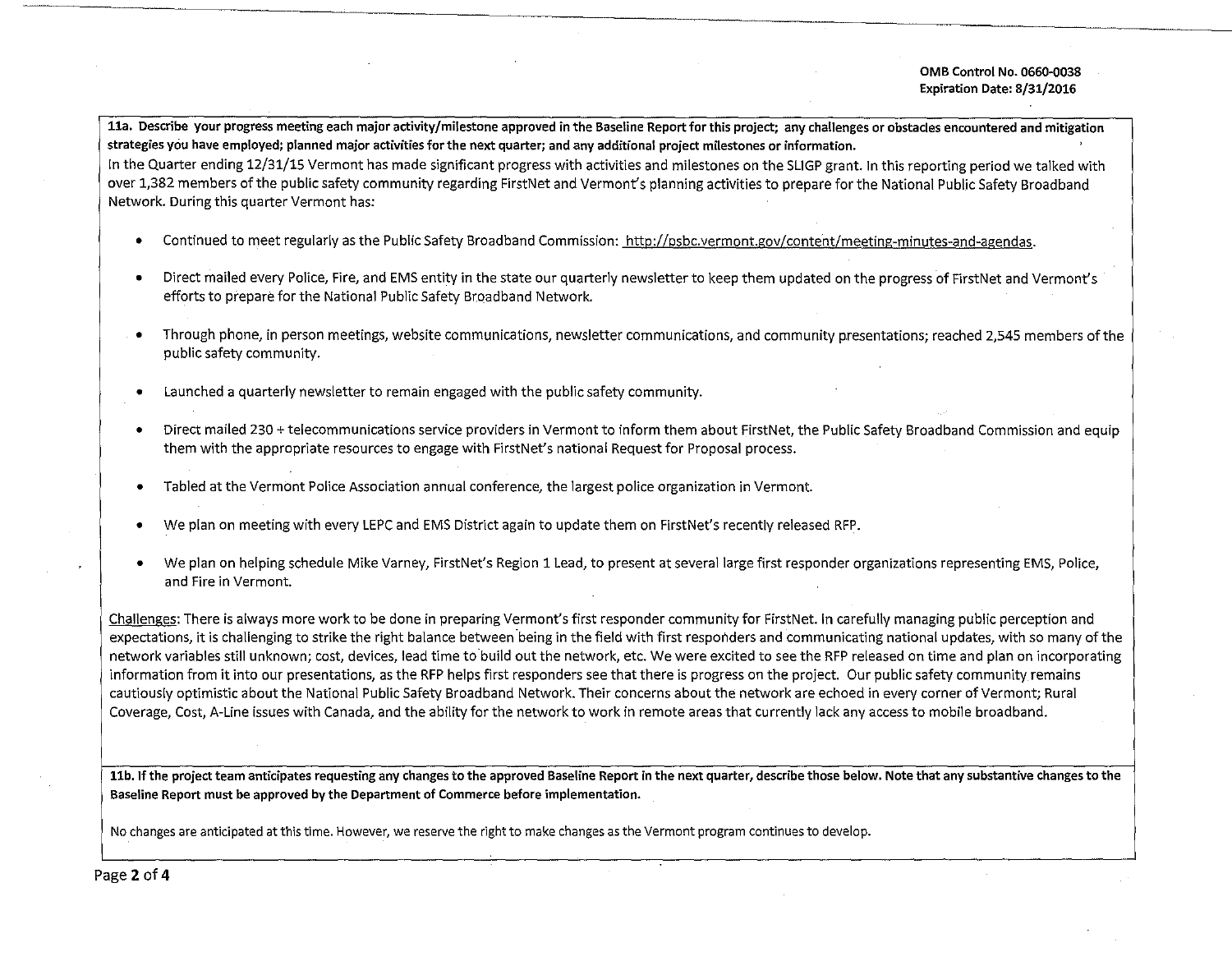OMB Control No. 0660-0038
Expiration Date: 8/31/2016

**11a. Describe your progress meeting each major activity/milestone approved in the Baseline Report for this project; any challenges or obstacles encountered and mitigation strategies you have employed; planned major activities for the next quarter; and any additional project milestones or information.**

In the Quarter ending 12/31/15 Vermont has made significant progress with activities and milestones on the SLIGP grant. In this reporting period we talked with over 1,382 members of the public safety community regarding FirstNet and Vermont's planning activities to prepare for the National Public Safety Broadband Network. During this quarter Vermont has:

- Continued to meet regularly as the Public Safety Broadband Commission: http://psbc.vermont.gov/content/meeting-minutes-and-agendas.
- Direct mailed every Police, Fire, and EMS entity in the state our quarterly newsletter to keep them updated on the progress of FirstNet and Vermont's efforts to prepare for the National Public Safety Broadband Network.
- Through phone, in person meetings, website communications, newsletter communications, and community presentations; reached 2,545 members of the public safety community.
- Launched a quarterly newsletter to remain engaged with the public safety community.
- Direct mailed 230 + telecommunications service providers in Vermont to inform them about FirstNet, the Public Safety Broadband Commission and equip them with the appropriate resources to engage with FirstNet's national Request for Proposal process.
- Tabled at the Vermont Police Association annual conference, the largest police organization in Vermont.
- We plan on meeting with every LEPC and EMS District again to update them on FirstNet's recently released RFP.
- We plan on helping schedule Mike Varney, FirstNet's Region 1 Lead, to present at several large first responder organizations representing EMS, Police, and Fire in Vermont.

Challenges: There is always more work to be done in preparing Vermont's first responder community for FirstNet. In carefully managing public perception and expectations, it is challenging to strike the right balance between being in the field with first responders and communicating national updates, with so many of the network variables still unknown; cost, devices, lead time to build out the network, etc. We were excited to see the RFP released on time and plan on incorporating information from it into our presentations, as the RFP helps first responders see that there is progress on the project. Our public safety community remains cautiously optimistic about the National Public Safety Broadband Network. Their concerns about the network are echoed in every corner of Vermont; Rural Coverage, Cost, A-Line issues with Canada, and the ability for the network to work in remote areas that currently lack any access to mobile broadband.

**11b. If the project team anticipates requesting any changes to the approved Baseline Report in the next quarter, describe those below. Note that any substantive changes to the Baseline Report must be approved by the Department of Commerce before implementation.**

No changes are anticipated at this time. However, we reserve the right to make changes as the Vermont program continues to develop.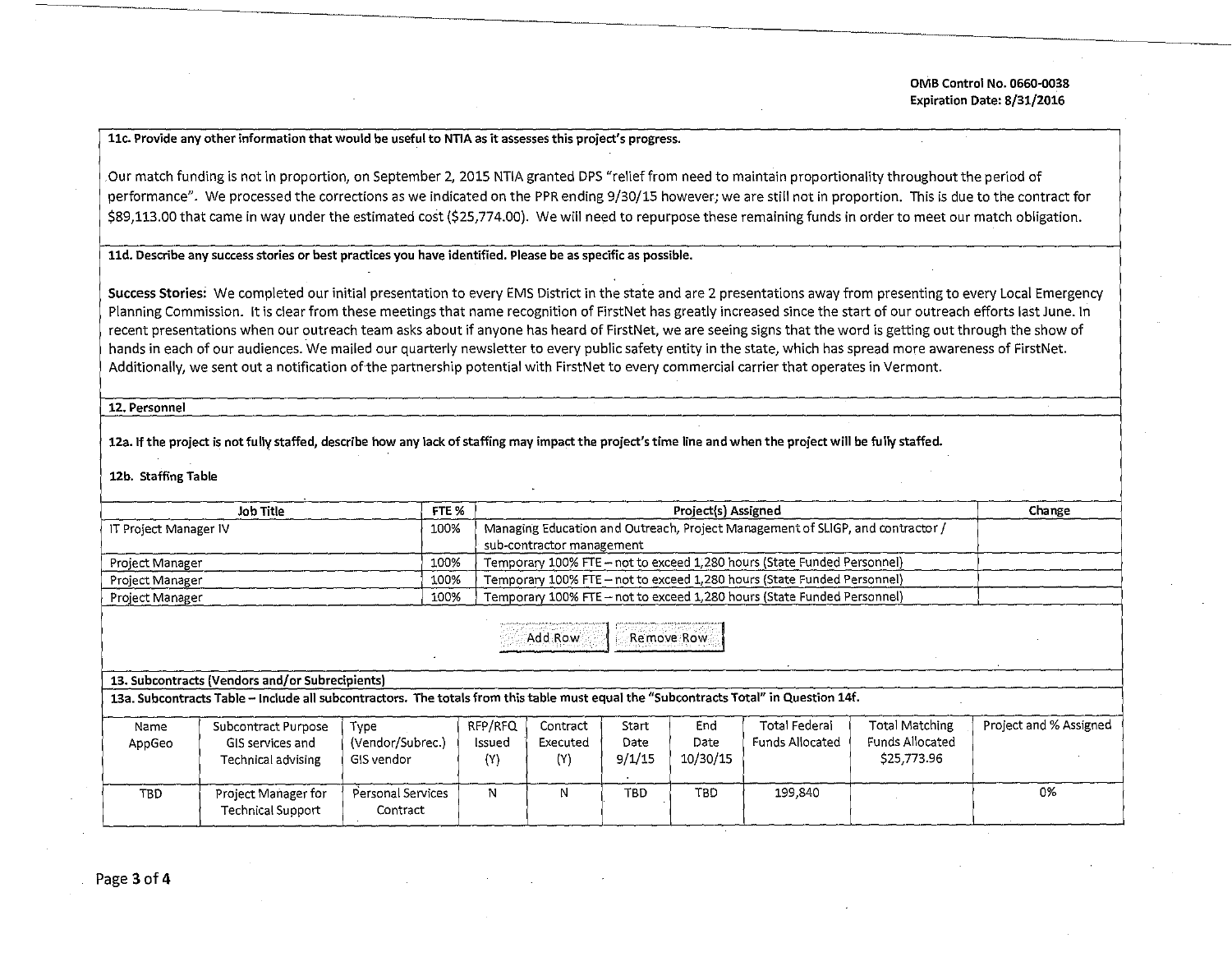**11c. Provide any other information that would be useful to NTIA as it assesses this project's progress.**

Our match funding is not in proportion, on September 2, 2015 NTIA granted DPS "relief from need to maintain proportionality throughout the period of performance". We processed the corrections as we indicated on the PPR ending 9/30/15 however; we are still not in proportion. This is due to the contract for $89,113.00 that came in way under the estimated cost ($25,774.00). We will need to repurpose these remaining funds in order to meet our match obligation.

**11d. Describe any success stories or best practices you have identified. Please be as specific as possible.**

**Success Stories:** We completed our initial presentation to every EMS District in the state and are 2 presentations away from presenting to every Local Emergency Planning Commission. It is clear from these meetings that name recognition of FirstNet has greatly increased since the start of our outreach efforts last June. In recent presentations when our outreach team asks about if anyone has heard of FirstNet, we are seeing signs that the word is getting out through the show of hands in each of our audiences. We mailed our quarterly newsletter to every public safety entity in the state, which has spread more awareness of FirstNet. Additionally, we sent out a notification of the partnership potential with FirstNet to every commercial carrier that operates in Vermont.

**12. Personnel**

**12a. If the project is not fully staffed, describe how any lack of staffing may impact the project's time line and when the project will be fully staffed.**

**12b. Staffing Table**

| Job Title | FTE % | Project(s) Assigned | Change |
|---|---|---|---|
| IT Project Manager IV | 100% | Managing Education and Outreach, Project Management of SLIGP, and contractor / sub-contractor management | |
| Project Manager | 100% | Temporary 100% FTE – not to exceed 1,280 hours (State Funded Personnel) | |
| Project Manager | 100% | Temporary 100% FTE – not to exceed 1,280 hours (State Funded Personnel) | |
| Project Manager | 100% | Temporary 100% FTE – not to exceed 1,280 hours (State Funded Personnel) | |

**13. Subcontracts (Vendors and/or Subrecipients)**

**13a. Subcontracts Table – Include all subcontractors. The totals from this table must equal the "Subcontracts Total" in Question 14f.**

| Name | Subcontract Purpose | Type (Vendor/Subrec.) | RFP/RFQ Issued (Y) | Contract Executed (Y) | Start Date | End Date | Total Federal Funds Allocated | Total Matching Funds Allocated | Project and % Assigned |
|---|---|---|---|---|---|---|---|---|---|
| AppGeo | GIS services and Technical advising | GIS vendor | | | 9/1/15 | 10/30/15 | | $25,773.96 | |
| TBD | Project Manager for Technical Support | Personal Services Contract | N | N | TBD | TBD | 199,840 | | 0% |